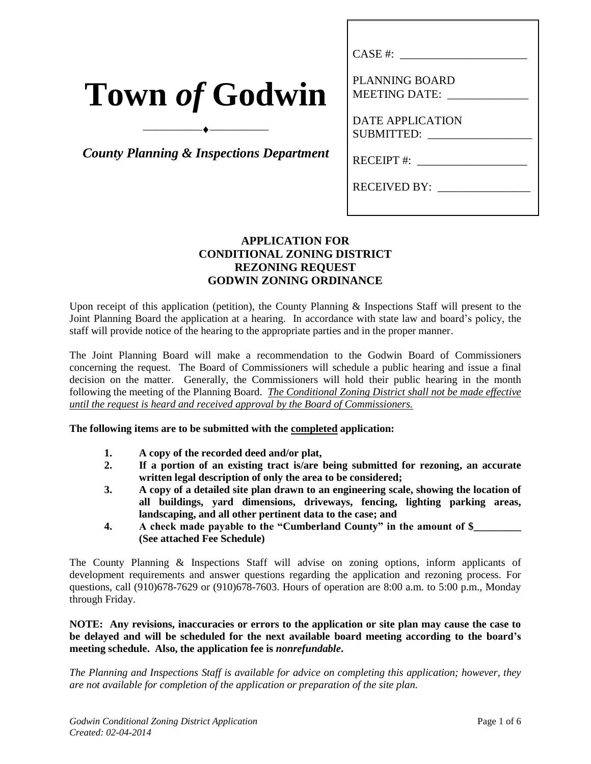# Town *of* Godwin

*County Planning & Inspections Department*

CASE #: ______________________

PLANNING BOARD MEETING DATE: _____________

DATE APPLICATION SUBMITTED: _________________

RECEIPT #: ___________________

RECEIVED BY: ________________

## APPLICATION FOR CONDITIONAL ZONING DISTRICT REZONING REQUEST GODWIN ZONING ORDINANCE

Upon receipt of this application (petition), the County Planning & Inspections Staff will present to the Joint Planning Board the application at a hearing. In accordance with state law and board's policy, the staff will provide notice of the hearing to the appropriate parties and in the proper manner.

The Joint Planning Board will make a recommendation to the Godwin Board of Commissioners concerning the request. The Board of Commissioners will schedule a public hearing and issue a final decision on the matter. Generally, the Commissioners will hold their public hearing in the month following the meeting of the Planning Board. *The Conditional Zoning District shall not be made effective until the request is heard and received approval by the Board of Commissioners.*

**The following items are to be submitted with the completed application:**

1. **A copy of the recorded deed and/or plat,**
2. **If a portion of an existing tract is/are being submitted for rezoning, an accurate written legal description of only the area to be considered;**
3. **A copy of a detailed site plan drawn to an engineering scale, showing the location of all buildings, yard dimensions, driveways, fencing, lighting parking areas, landscaping, and all other pertinent data to the case; and**
4. **A check made payable to the "Cumberland County" in the amount of $_________ (See attached Fee Schedule)**

The County Planning & Inspections Staff will advise on zoning options, inform applicants of development requirements and answer questions regarding the application and rezoning process. For questions, call (910)678-7629 or (910)678-7603. Hours of operation are 8:00 a.m. to 5:00 p.m., Monday through Friday.

**NOTE: Any revisions, inaccuracies or errors to the application or site plan may cause the case to be delayed and will be scheduled for the next available board meeting according to the board's meeting schedule. Also, the application fee is *nonrefundable*.**

*The Planning and Inspections Staff is available for advice on completing this application; however, they are not available for completion of the application or preparation of the site plan.*

*Godwin Conditional Zoning District Application*
*Created: 02-04-2014*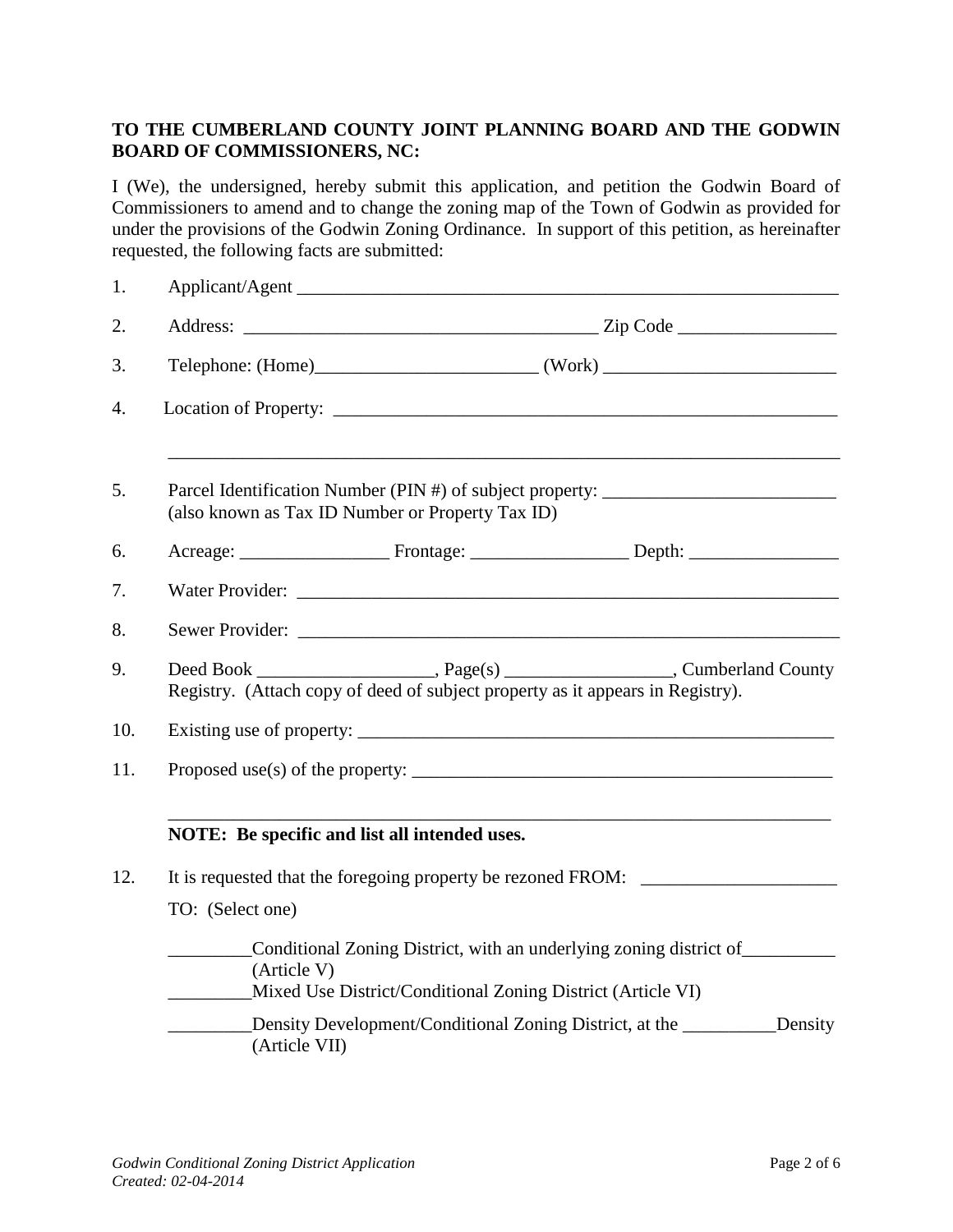**TO THE CUMBERLAND COUNTY JOINT PLANNING BOARD AND THE GODWIN BOARD OF COMMISSIONERS, NC:**

I (We), the undersigned, hereby submit this application, and petition the Godwin Board of Commissioners to amend and to change the zoning map of the Town of Godwin as provided for under the provisions of the Godwin Zoning Ordinance. In support of this petition, as hereinafter requested, the following facts are submitted:

1. Applicant/Agent ____________________________________________________________

2. Address: ______________________________________ Zip Code _________________

3. Telephone: (Home)________________________ (Work) _________________________

4. Location of Property: ________________________________________________________

   ________________________________________________________________________

5. Parcel Identification Number (PIN #) of subject property: _________________________
   (also known as Tax ID Number or Property Tax ID)

6. Acreage: ________________ Frontage: _________________ Depth: ________________

7. Water Provider: ____________________________________________________________

8. Sewer Provider: ____________________________________________________________

9. Deed Book ___________________, Page(s) __________________, Cumberland County Registry. (Attach copy of deed of subject property as it appears in Registry).

10. Existing use of property: _____________________________________________________

11. Proposed use(s) of the property: _______________________________________________

    ________________________________________________________________________

    **NOTE: Be specific and list all intended uses.**

12. It is requested that the foregoing property be rezoned FROM: _____________________

    TO: (Select one)

    _________Conditional Zoning District, with an underlying zoning district of__________ (Article V)

    _________Mixed Use District/Conditional Zoning District (Article VI)

    _________Density Development/Conditional Zoning District, at the __________Density (Article VII)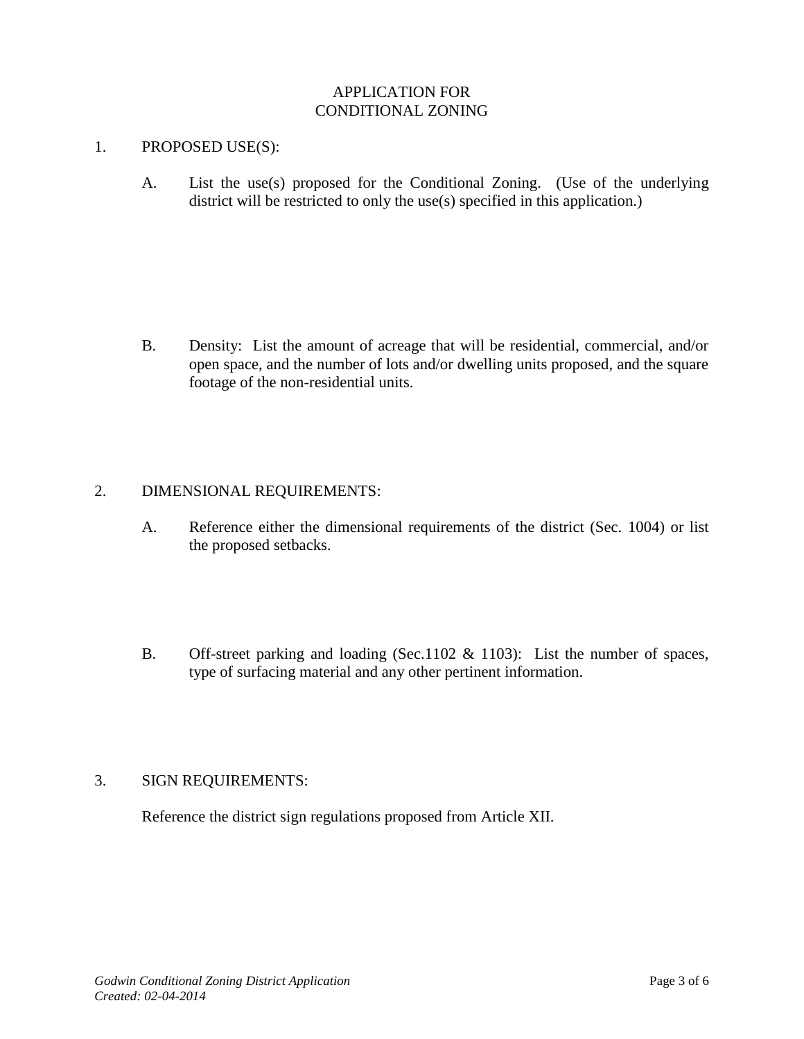# APPLICATION FOR CONDITIONAL ZONING

1. PROPOSED USE(S):

   A. List the use(s) proposed for the Conditional Zoning. (Use of the underlying district will be restricted to only the use(s) specified in this application.)

   B. Density: List the amount of acreage that will be residential, commercial, and/or open space, and the number of lots and/or dwelling units proposed, and the square footage of the non-residential units.

2. DIMENSIONAL REQUIREMENTS:

   A. Reference either the dimensional requirements of the district (Sec. 1004) or list the proposed setbacks.

   B. Off-street parking and loading (Sec.1102 & 1103): List the number of spaces, type of surfacing material and any other pertinent information.

3. SIGN REQUIREMENTS:

   Reference the district sign regulations proposed from Article XII.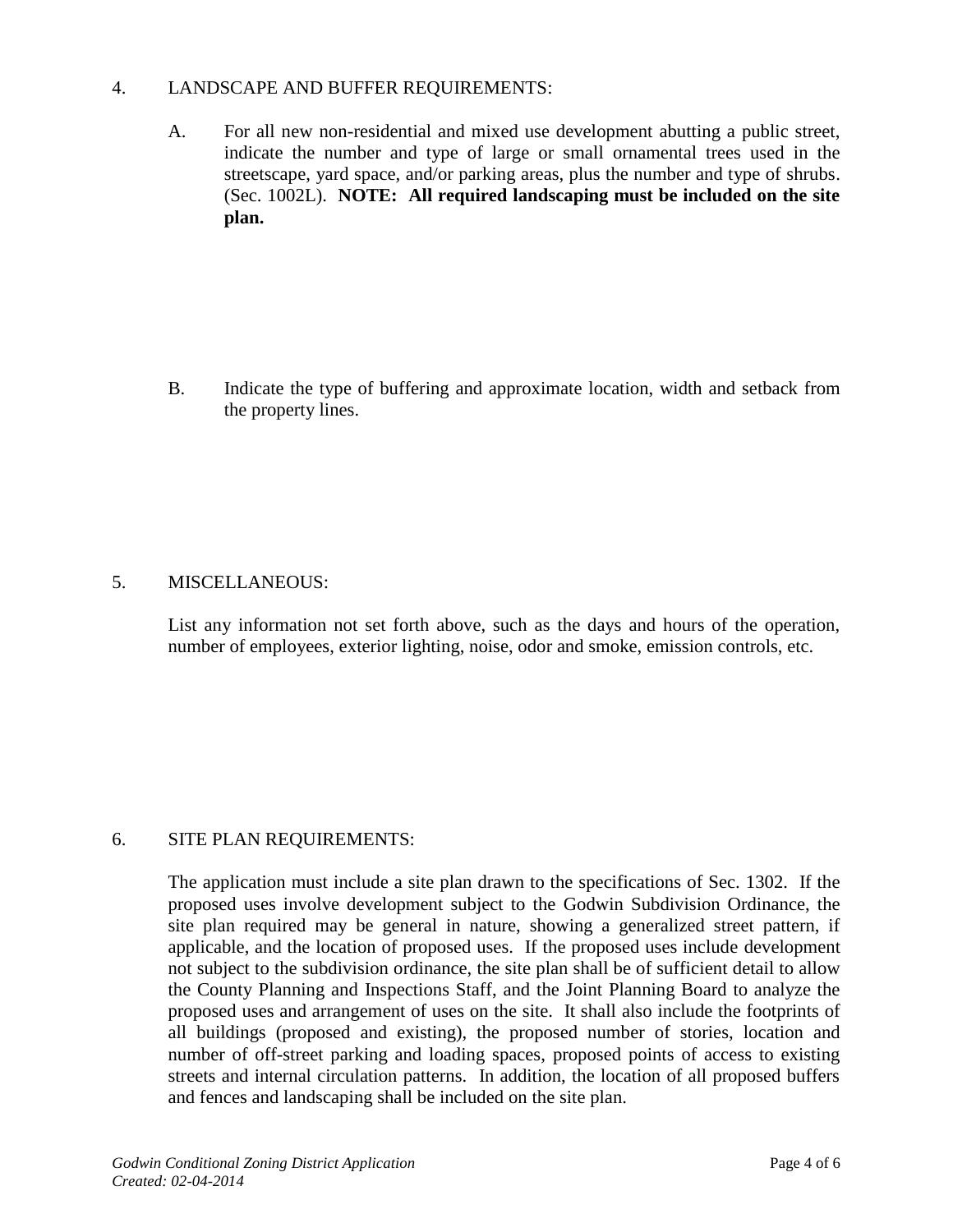4. LANDSCAPE AND BUFFER REQUIREMENTS:

   A. For all new non-residential and mixed use development abutting a public street, indicate the number and type of large or small ornamental trees used in the streetscape, yard space, and/or parking areas, plus the number and type of shrubs. (Sec. 1002L). **NOTE: All required landscaping must be included on the site plan.**

   B. Indicate the type of buffering and approximate location, width and setback from the property lines.

5. MISCELLANEOUS:

   List any information not set forth above, such as the days and hours of the operation, number of employees, exterior lighting, noise, odor and smoke, emission controls, etc.

6. SITE PLAN REQUIREMENTS:

   The application must include a site plan drawn to the specifications of Sec. 1302. If the proposed uses involve development subject to the Godwin Subdivision Ordinance, the site plan required may be general in nature, showing a generalized street pattern, if applicable, and the location of proposed uses. If the proposed uses include development not subject to the subdivision ordinance, the site plan shall be of sufficient detail to allow the County Planning and Inspections Staff, and the Joint Planning Board to analyze the proposed uses and arrangement of uses on the site. It shall also include the footprints of all buildings (proposed and existing), the proposed number of stories, location and number of off-street parking and loading spaces, proposed points of access to existing streets and internal circulation patterns. In addition, the location of all proposed buffers and fences and landscaping shall be included on the site plan.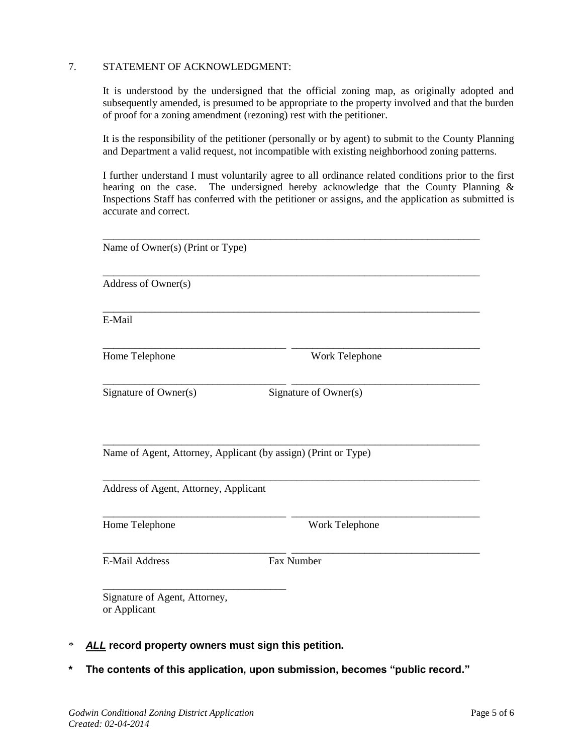7. STATEMENT OF ACKNOWLEDGMENT:

It is understood by the undersigned that the official zoning map, as originally adopted and subsequently amended, is presumed to be appropriate to the property involved and that the burden of proof for a zoning amendment (rezoning) rest with the petitioner.

It is the responsibility of the petitioner (personally or by agent) to submit to the County Planning and Department a valid request, not incompatible with existing neighborhood zoning patterns.

I further understand I must voluntarily agree to all ordinance related conditions prior to the first hearing on the case. The undersigned hereby acknowledge that the County Planning & Inspections Staff has conferred with the petitioner or assigns, and the application as submitted is accurate and correct.

___________________________________________________________________________
Name of Owner(s) (Print or Type)

___________________________________________________________________________
Address of Owner(s)

___________________________________________________________________________
E-Mail

____________________________________ ____________________________________
Home Telephone Work Telephone

____________________________________ ____________________________________
Signature of Owner(s) Signature of Owner(s)

___________________________________________________________________________
Name of Agent, Attorney, Applicant (by assign) (Print or Type)

___________________________________________________________________________
Address of Agent, Attorney, Applicant

____________________________________ ____________________________________
Home Telephone Work Telephone

____________________________________ ____________________________________
E-Mail Address Fax Number

____________________________________
Signature of Agent, Attorney, or Applicant

\* ***ALL*** **record property owners must sign this petition.**

**\* The contents of this application, upon submission, becomes "public record."**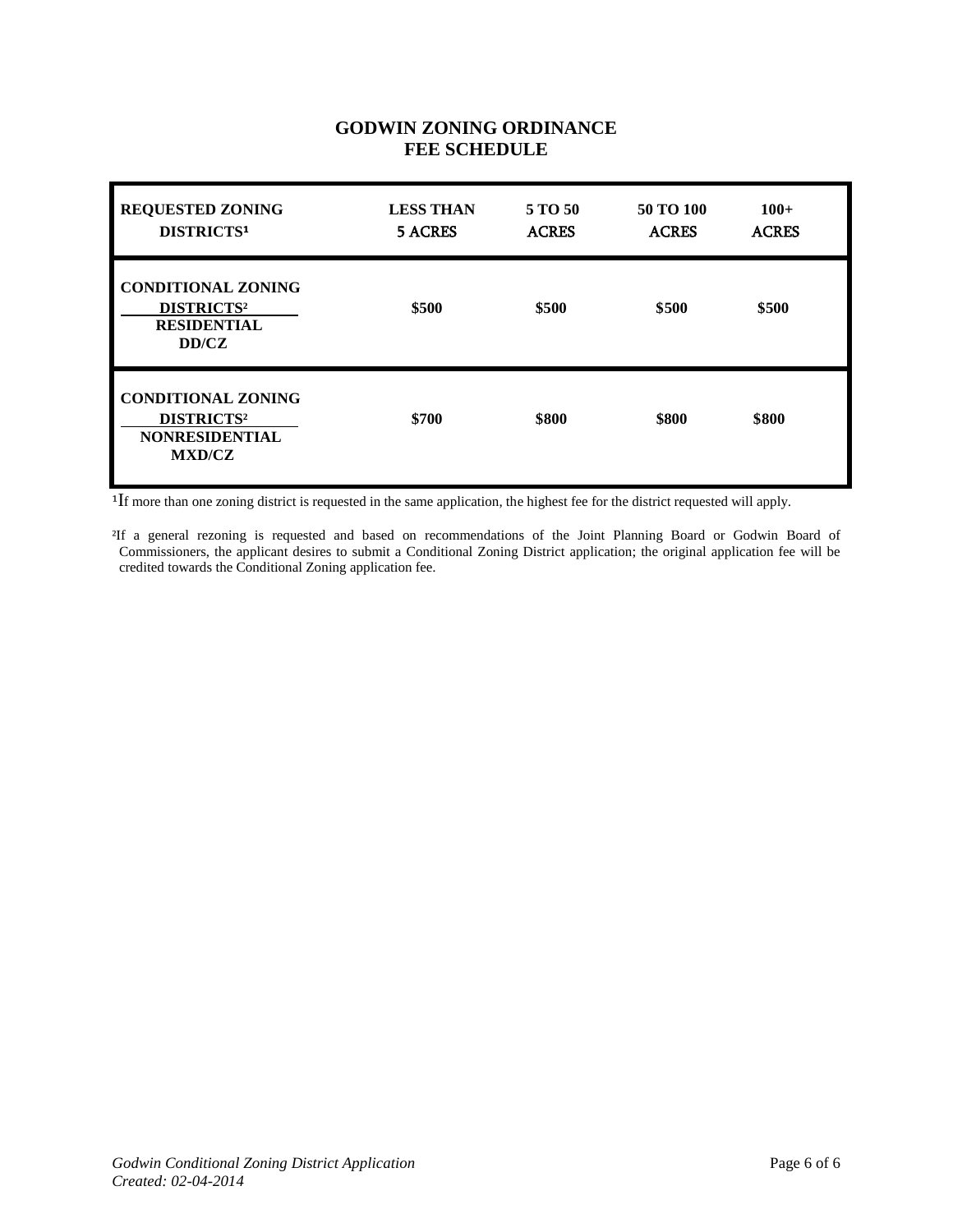# GODWIN ZONING ORDINANCE
# FEE SCHEDULE

| REQUESTED ZONING DISTRICTS[1] | LESS THAN 5 ACRES | 5 TO 50 ACRES | 50 TO 100 ACRES | 100+ ACRES |
|---|---|---|---|---|
| **CONDITIONAL ZONING DISTRICTS[2]** **RESIDENTIAL DD/CZ** | **\$500** | **\$500** | **\$500** | **\$500** |
| **CONDITIONAL ZONING DISTRICTS[2]** **NONRESIDENTIAL MXD/CZ** | **\$700** | **\$800** | **\$800** | **\$800** |

[1]If more than one zoning district is requested in the same application, the highest fee for the district requested will apply.

[2]If a general rezoning is requested and based on recommendations of the Joint Planning Board or Godwin Board of Commissioners, the applicant desires to submit a Conditional Zoning District application; the original application fee will be credited towards the Conditional Zoning application fee.